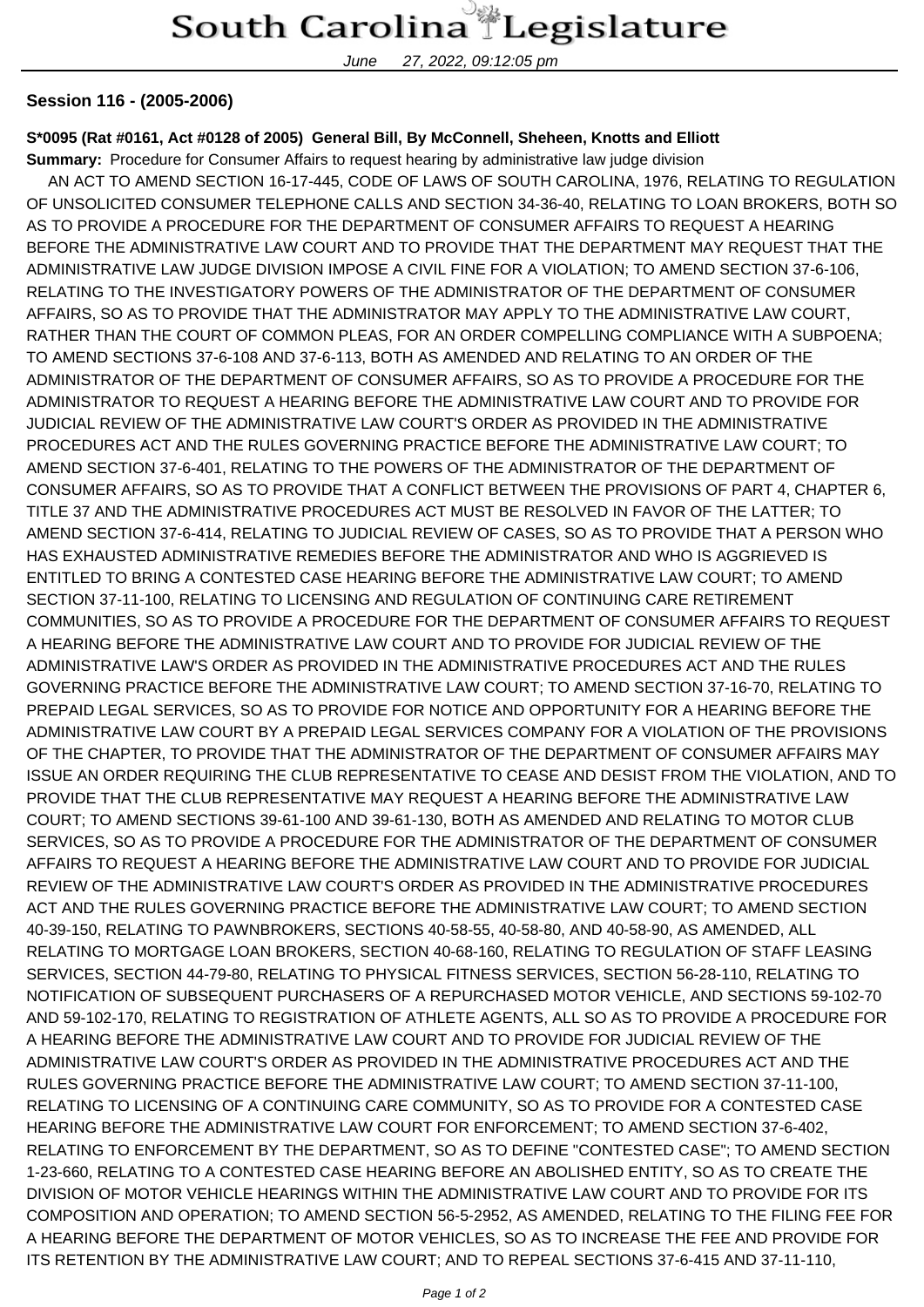# South Carolina Legislature

June 27, 2022, 09:12:05 pm

**Session 116 - (2005-2006)**

**S*0095 (Rat #0161, Act #0128 of 2005) General Bill, By McConnell, Sheheen, Knotts and Elliott**

**Summary:** Procedure for Consumer Affairs to request hearing by administrative law judge division

AN ACT TO AMEND SECTION 16-17-445, CODE OF LAWS OF SOUTH CAROLINA, 1976, RELATING TO REGULATION OF UNSOLICITED CONSUMER TELEPHONE CALLS AND SECTION 34-36-40, RELATING TO LOAN BROKERS, BOTH SO AS TO PROVIDE A PROCEDURE FOR THE DEPARTMENT OF CONSUMER AFFAIRS TO REQUEST A HEARING BEFORE THE ADMINISTRATIVE LAW COURT AND TO PROVIDE THAT THE DEPARTMENT MAY REQUEST THAT THE ADMINISTRATIVE LAW JUDGE DIVISION IMPOSE A CIVIL FINE FOR A VIOLATION; TO AMEND SECTION 37-6-106, RELATING TO THE INVESTIGATORY POWERS OF THE ADMINISTRATOR OF THE DEPARTMENT OF CONSUMER AFFAIRS, SO AS TO PROVIDE THAT THE ADMINISTRATOR MAY APPLY TO THE ADMINISTRATIVE LAW COURT, RATHER THAN THE COURT OF COMMON PLEAS, FOR AN ORDER COMPELLING COMPLIANCE WITH A SUBPOENA; TO AMEND SECTIONS 37-6-108 AND 37-6-113, BOTH AS AMENDED AND RELATING TO AN ORDER OF THE ADMINISTRATOR OF THE DEPARTMENT OF CONSUMER AFFAIRS, SO AS TO PROVIDE A PROCEDURE FOR THE ADMINISTRATOR TO REQUEST A HEARING BEFORE THE ADMINISTRATIVE LAW COURT AND TO PROVIDE FOR JUDICIAL REVIEW OF THE ADMINISTRATIVE LAW COURT'S ORDER AS PROVIDED IN THE ADMINISTRATIVE PROCEDURES ACT AND THE RULES GOVERNING PRACTICE BEFORE THE ADMINISTRATIVE LAW COURT; TO AMEND SECTION 37-6-401, RELATING TO THE POWERS OF THE ADMINISTRATOR OF THE DEPARTMENT OF CONSUMER AFFAIRS, SO AS TO PROVIDE THAT A CONFLICT BETWEEN THE PROVISIONS OF PART 4, CHAPTER 6, TITLE 37 AND THE ADMINISTRATIVE PROCEDURES ACT MUST BE RESOLVED IN FAVOR OF THE LATTER; TO AMEND SECTION 37-6-414, RELATING TO JUDICIAL REVIEW OF CASES, SO AS TO PROVIDE THAT A PERSON WHO HAS EXHAUSTED ADMINISTRATIVE REMEDIES BEFORE THE ADMINISTRATOR AND WHO IS AGGRIEVED IS ENTITLED TO BRING A CONTESTED CASE HEARING BEFORE THE ADMINISTRATIVE LAW COURT; TO AMEND SECTION 37-11-100, RELATING TO LICENSING AND REGULATION OF CONTINUING CARE RETIREMENT COMMUNITIES, SO AS TO PROVIDE A PROCEDURE FOR THE DEPARTMENT OF CONSUMER AFFAIRS TO REQUEST A HEARING BEFORE THE ADMINISTRATIVE LAW COURT AND TO PROVIDE FOR JUDICIAL REVIEW OF THE ADMINISTRATIVE LAW'S ORDER AS PROVIDED IN THE ADMINISTRATIVE PROCEDURES ACT AND THE RULES GOVERNING PRACTICE BEFORE THE ADMINISTRATIVE LAW COURT; TO AMEND SECTION 37-16-70, RELATING TO PREPAID LEGAL SERVICES, SO AS TO PROVIDE FOR NOTICE AND OPPORTUNITY FOR A HEARING BEFORE THE ADMINISTRATIVE LAW COURT BY A PREPAID LEGAL SERVICES COMPANY FOR A VIOLATION OF THE PROVISIONS OF THE CHAPTER, TO PROVIDE THAT THE ADMINISTRATOR OF THE DEPARTMENT OF CONSUMER AFFAIRS MAY ISSUE AN ORDER REQUIRING THE CLUB REPRESENTATIVE TO CEASE AND DESIST FROM THE VIOLATION, AND TO PROVIDE THAT THE CLUB REPRESENTATIVE MAY REQUEST A HEARING BEFORE THE ADMINISTRATIVE LAW COURT; TO AMEND SECTIONS 39-61-100 AND 39-61-130, BOTH AS AMENDED AND RELATING TO MOTOR CLUB SERVICES, SO AS TO PROVIDE A PROCEDURE FOR THE ADMINISTRATOR OF THE DEPARTMENT OF CONSUMER AFFAIRS TO REQUEST A HEARING BEFORE THE ADMINISTRATIVE LAW COURT AND TO PROVIDE FOR JUDICIAL REVIEW OF THE ADMINISTRATIVE LAW COURT'S ORDER AS PROVIDED IN THE ADMINISTRATIVE PROCEDURES ACT AND THE RULES GOVERNING PRACTICE BEFORE THE ADMINISTRATIVE LAW COURT; TO AMEND SECTION 40-39-150, RELATING TO PAWNBROKERS, SECTIONS 40-58-55, 40-58-80, AND 40-58-90, AS AMENDED, ALL RELATING TO MORTGAGE LOAN BROKERS, SECTION 40-68-160, RELATING TO REGULATION OF STAFF LEASING SERVICES, SECTION 44-79-80, RELATING TO PHYSICAL FITNESS SERVICES, SECTION 56-28-110, RELATING TO NOTIFICATION OF SUBSEQUENT PURCHASERS OF A REPURCHASED MOTOR VEHICLE, AND SECTIONS 59-102-70 AND 59-102-170, RELATING TO REGISTRATION OF ATHLETE AGENTS, ALL SO AS TO PROVIDE A PROCEDURE FOR A HEARING BEFORE THE ADMINISTRATIVE LAW COURT AND TO PROVIDE FOR JUDICIAL REVIEW OF THE ADMINISTRATIVE LAW COURT'S ORDER AS PROVIDED IN THE ADMINISTRATIVE PROCEDURES ACT AND THE RULES GOVERNING PRACTICE BEFORE THE ADMINISTRATIVE LAW COURT; TO AMEND SECTION 37-11-100, RELATING TO LICENSING OF A CONTINUING CARE COMMUNITY, SO AS TO PROVIDE FOR A CONTESTED CASE HEARING BEFORE THE ADMINISTRATIVE LAW COURT FOR ENFORCEMENT; TO AMEND SECTION 37-6-402, RELATING TO ENFORCEMENT BY THE DEPARTMENT, SO AS TO DEFINE "CONTESTED CASE"; TO AMEND SECTION 1-23-660, RELATING TO A CONTESTED CASE HEARING BEFORE AN ABOLISHED ENTITY, SO AS TO CREATE THE DIVISION OF MOTOR VEHICLE HEARINGS WITHIN THE ADMINISTRATIVE LAW COURT AND TO PROVIDE FOR ITS COMPOSITION AND OPERATION; TO AMEND SECTION 56-5-2952, AS AMENDED, RELATING TO THE FILING FEE FOR A HEARING BEFORE THE DEPARTMENT OF MOTOR VEHICLES, SO AS TO INCREASE THE FEE AND PROVIDE FOR ITS RETENTION BY THE ADMINISTRATIVE LAW COURT; AND TO REPEAL SECTIONS 37-6-415 AND 37-11-110,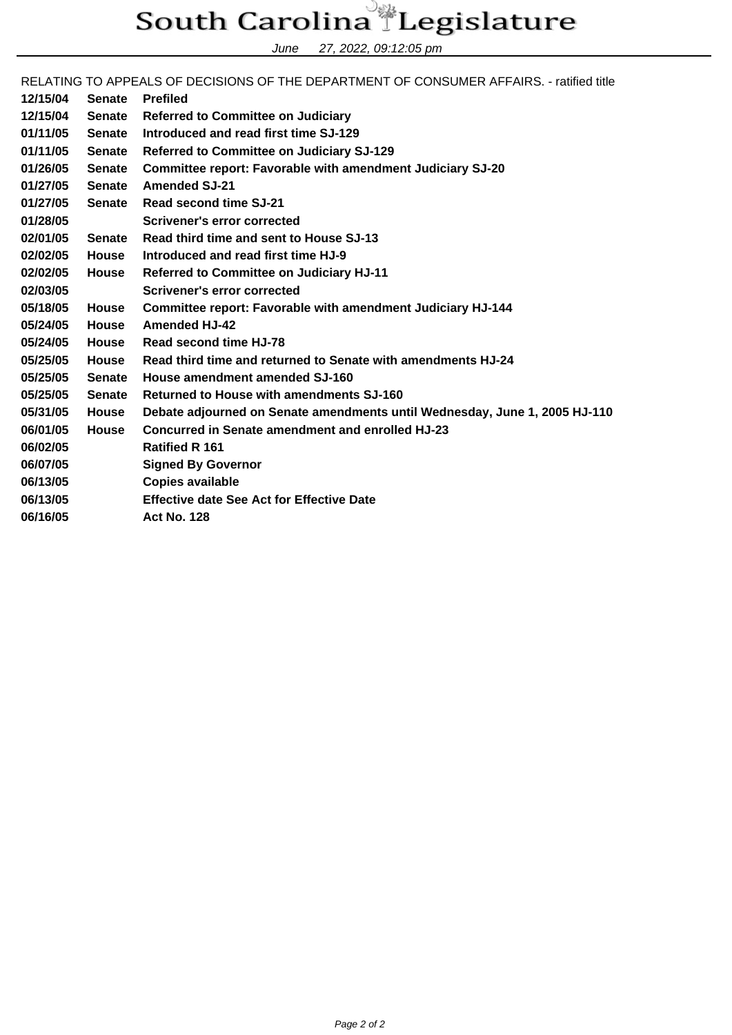RELATING TO APPEALS OF DECISIONS OF THE DEPARTMENT OF CONSUMER AFFAIRS. - ratified title

| | | |
|---|---|---|
| **12/15/04** | **Senate** | **Prefiled** |
| **12/15/04** | **Senate** | **Referred to Committee on Judiciary** |
| **01/11/05** | **Senate** | **Introduced and read first time SJ-129** |
| **01/11/05** | **Senate** | **Referred to Committee on Judiciary SJ-129** |
| **01/26/05** | **Senate** | **Committee report: Favorable with amendment Judiciary SJ-20** |
| **01/27/05** | **Senate** | **Amended SJ-21** |
| **01/27/05** | **Senate** | **Read second time SJ-21** |
| **01/28/05** | | **Scrivener's error corrected** |
| **02/01/05** | **Senate** | **Read third time and sent to House SJ-13** |
| **02/02/05** | **House** | **Introduced and read first time HJ-9** |
| **02/02/05** | **House** | **Referred to Committee on Judiciary HJ-11** |
| **02/03/05** | | **Scrivener's error corrected** |
| **05/18/05** | **House** | **Committee report: Favorable with amendment Judiciary HJ-144** |
| **05/24/05** | **House** | **Amended HJ-42** |
| **05/24/05** | **House** | **Read second time HJ-78** |
| **05/25/05** | **House** | **Read third time and returned to Senate with amendments HJ-24** |
| **05/25/05** | **Senate** | **House amendment amended SJ-160** |
| **05/25/05** | **Senate** | **Returned to House with amendments SJ-160** |
| **05/31/05** | **House** | **Debate adjourned on Senate amendments until Wednesday, June 1, 2005 HJ-110** |
| **06/01/05** | **House** | **Concurred in Senate amendment and enrolled HJ-23** |
| **06/02/05** | | **Ratified R 161** |
| **06/07/05** | | **Signed By Governor** |
| **06/13/05** | | **Copies available** |
| **06/13/05** | | **Effective date See Act for Effective Date** |
| **06/16/05** | | **Act No. 128** |